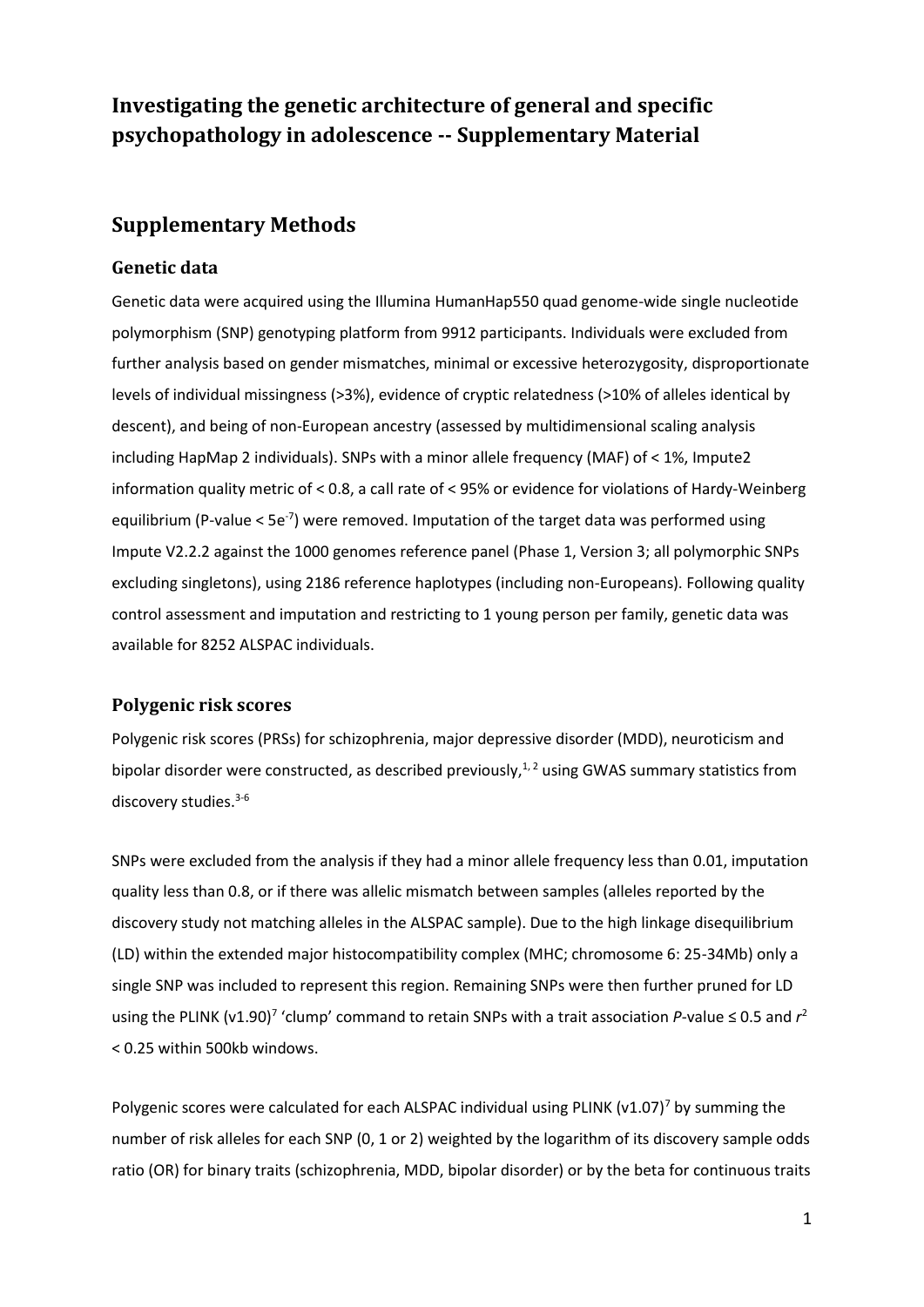# Investigating the genetic architecture of general and specific psychopathology in adolescence -- Supplementary Material

## Supplementary Methods

### Genetic data

Genetic data were acquired using the Illumina HumanHap550 quad genome-wide single nucleotide polymorphism (SNP) genotyping platform from 9912 participants. Individuals were excluded from further analysis based on gender mismatches, minimal or excessive heterozygosity, disproportionate levels of individual missingness (>3%), evidence of cryptic relatedness (>10% of alleles identical by descent), and being of non-European ancestry (assessed by multidimensional scaling analysis including HapMap 2 individuals). SNPs with a minor allele frequency (MAF) of < 1%, Impute2 information quality metric of < 0.8, a call rate of < 95% or evidence for violations of Hardy-Weinberg equilibrium (P-value < $5e^{-7}$) were removed. Imputation of the target data was performed using Impute V2.2.2 against the 1000 genomes reference panel (Phase 1, Version 3; all polymorphic SNPs excluding singletons), using 2186 reference haplotypes (including non-Europeans). Following quality control assessment and imputation and restricting to 1 young person per family, genetic data was available for 8252 ALSPAC individuals.

### Polygenic risk scores

Polygenic risk scores (PRSs) for schizophrenia, major depressive disorder (MDD), neuroticism and bipolar disorder were constructed, as described previously,[1, 2] using GWAS summary statistics from discovery studies.[3-6]

SNPs were excluded from the analysis if they had a minor allele frequency less than 0.01, imputation quality less than 0.8, or if there was allelic mismatch between samples (alleles reported by the discovery study not matching alleles in the ALSPAC sample). Due to the high linkage disequilibrium (LD) within the extended major histocompatibility complex (MHC; chromosome 6: 25-34Mb) only a single SNP was included to represent this region. Remaining SNPs were then further pruned for LD using the PLINK (v1.90)[7] 'clump' command to retain SNPs with a trait association *P*-value ≤ 0.5 and $r^2$ < 0.25 within 500kb windows.

Polygenic scores were calculated for each ALSPAC individual using PLINK (v1.07)[7] by summing the number of risk alleles for each SNP (0, 1 or 2) weighted by the logarithm of its discovery sample odds ratio (OR) for binary traits (schizophrenia, MDD, bipolar disorder) or by the beta for continuous traits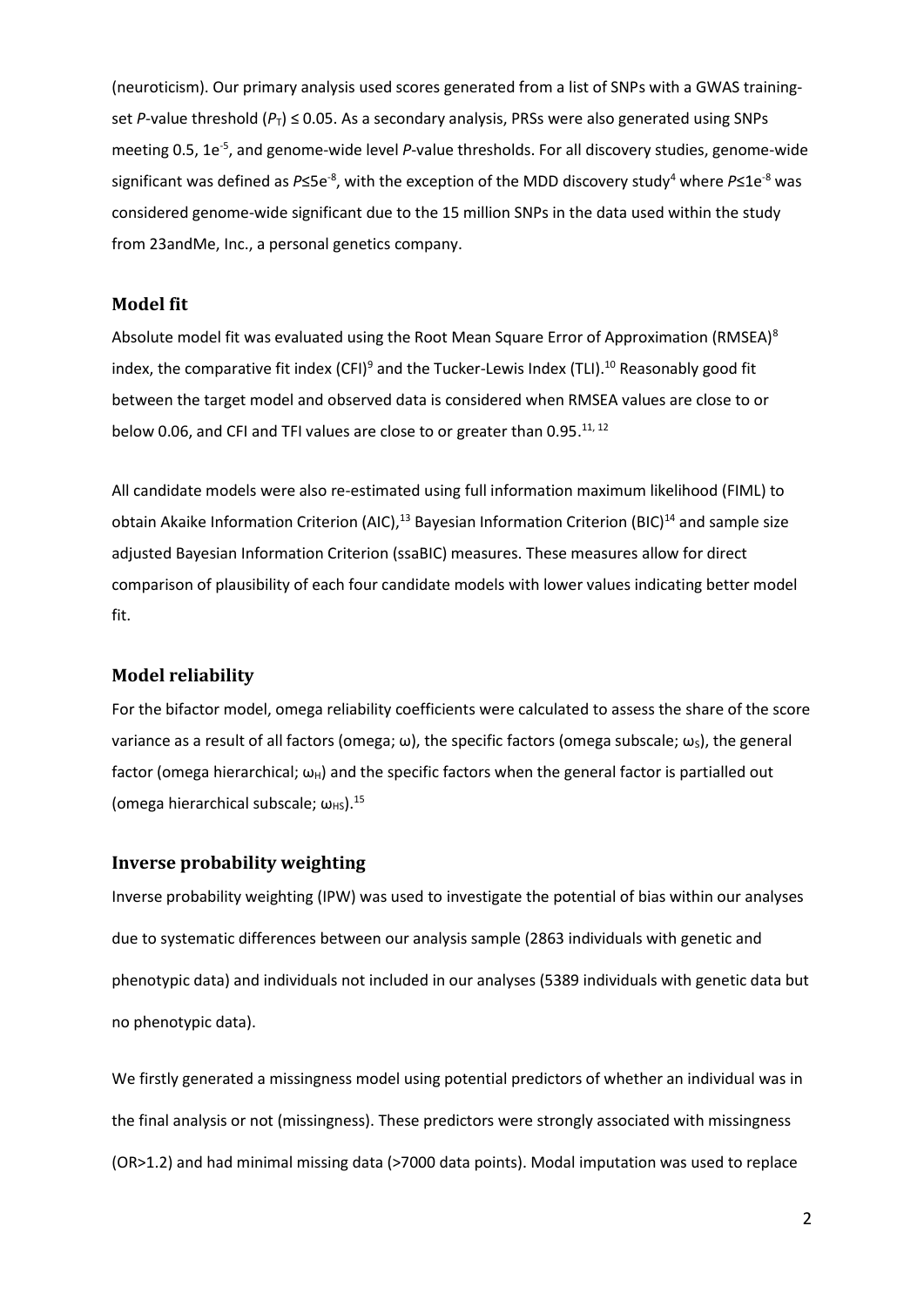(neuroticism). Our primary analysis used scores generated from a list of SNPs with a GWAS training-set *P*-value threshold ($P_T$) ≤ 0.05. As a secondary analysis, PRSs were also generated using SNPs meeting 0.5, 1e$^{-5}$, and genome-wide level *P*-value thresholds. For all discovery studies, genome-wide significant was defined as *P*≤5e$^{-8}$, with the exception of the MDD discovery study[4] where *P*≤1e$^{-8}$ was considered genome-wide significant due to the 15 million SNPs in the data used within the study from 23andMe, Inc., a personal genetics company.

## Model fit

Absolute model fit was evaluated using the Root Mean Square Error of Approximation (RMSEA)[8] index, the comparative fit index (CFI)[9] and the Tucker-Lewis Index (TLI).[10] Reasonably good fit between the target model and observed data is considered when RMSEA values are close to or below 0.06, and CFI and TFI values are close to or greater than 0.95.[11, 12]

All candidate models were also re-estimated using full information maximum likelihood (FIML) to obtain Akaike Information Criterion (AIC),[13] Bayesian Information Criterion (BIC)[14] and sample size adjusted Bayesian Information Criterion (ssaBIC) measures. These measures allow for direct comparison of plausibility of each four candidate models with lower values indicating better model fit.

## Model reliability

For the bifactor model, omega reliability coefficients were calculated to assess the share of the score variance as a result of all factors (omega; $\omega$), the specific factors (omega subscale; $\omega_S$), the general factor (omega hierarchical; $\omega_H$) and the specific factors when the general factor is partialled out (omega hierarchical subscale; $\omega_{HS}$).[15]

## Inverse probability weighting

Inverse probability weighting (IPW) was used to investigate the potential of bias within our analyses due to systematic differences between our analysis sample (2863 individuals with genetic and phenotypic data) and individuals not included in our analyses (5389 individuals with genetic data but no phenotypic data).

We firstly generated a missingness model using potential predictors of whether an individual was in the final analysis or not (missingness). These predictors were strongly associated with missingness (OR>1.2) and had minimal missing data (>7000 data points). Modal imputation was used to replace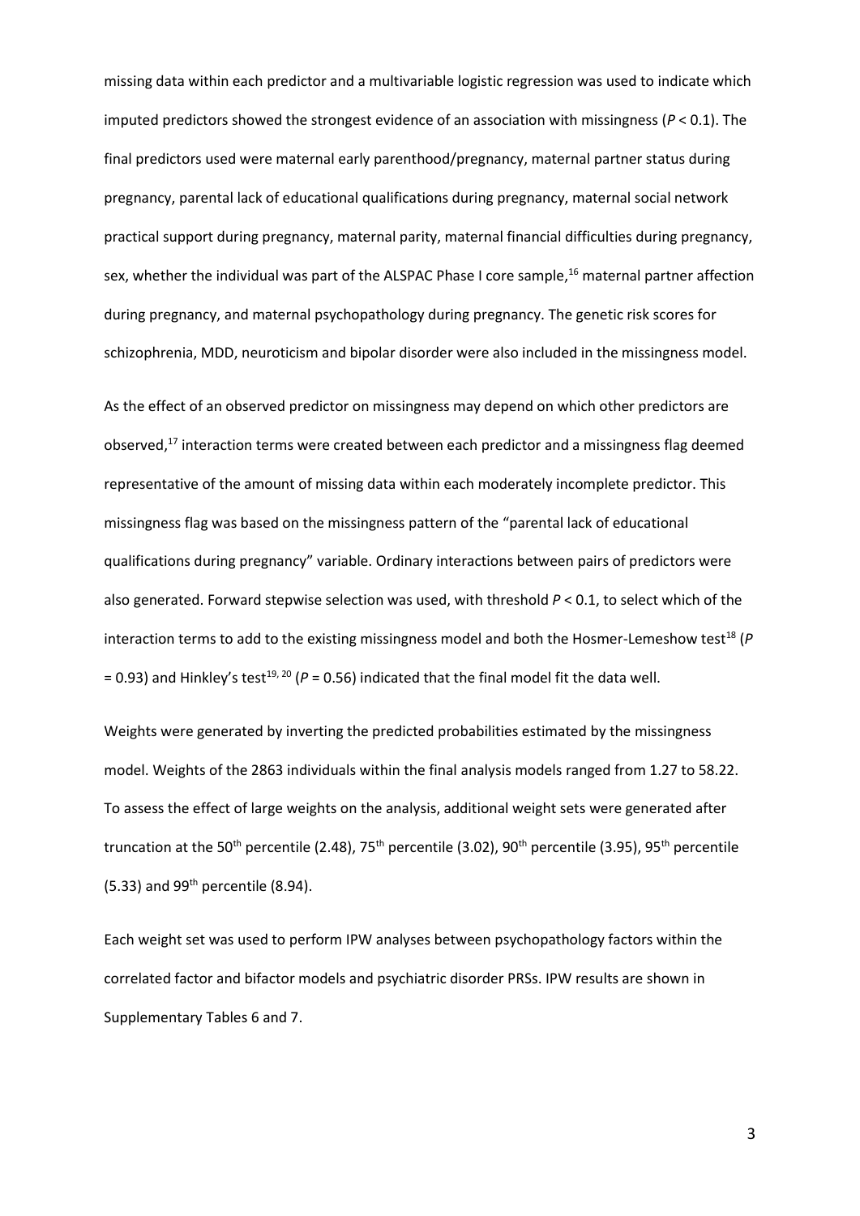missing data within each predictor and a multivariable logistic regression was used to indicate which imputed predictors showed the strongest evidence of an association with missingness ($P < 0.1$). The final predictors used were maternal early parenthood/pregnancy, maternal partner status during pregnancy, parental lack of educational qualifications during pregnancy, maternal social network practical support during pregnancy, maternal parity, maternal financial difficulties during pregnancy, sex, whether the individual was part of the ALSPAC Phase I core sample,[16] maternal partner affection during pregnancy, and maternal psychopathology during pregnancy. The genetic risk scores for schizophrenia, MDD, neuroticism and bipolar disorder were also included in the missingness model.

As the effect of an observed predictor on missingness may depend on which other predictors are observed,[17] interaction terms were created between each predictor and a missingness flag deemed representative of the amount of missing data within each moderately incomplete predictor. This missingness flag was based on the missingness pattern of the "parental lack of educational qualifications during pregnancy" variable. Ordinary interactions between pairs of predictors were also generated. Forward stepwise selection was used, with threshold $P < 0.1$, to select which of the interaction terms to add to the existing missingness model and both the Hosmer-Lemeshow test[18] ($P = 0.93$) and Hinkley's test[19, 20] ($P = 0.56$) indicated that the final model fit the data well.

Weights were generated by inverting the predicted probabilities estimated by the missingness model. Weights of the 2863 individuals within the final analysis models ranged from 1.27 to 58.22. To assess the effect of large weights on the analysis, additional weight sets were generated after truncation at the 50$^{th}$ percentile (2.48), 75$^{th}$ percentile (3.02), 90$^{th}$ percentile (3.95), 95$^{th}$ percentile (5.33) and 99$^{th}$ percentile (8.94).

Each weight set was used to perform IPW analyses between psychopathology factors within the correlated factor and bifactor models and psychiatric disorder PRSs. IPW results are shown in Supplementary Tables 6 and 7.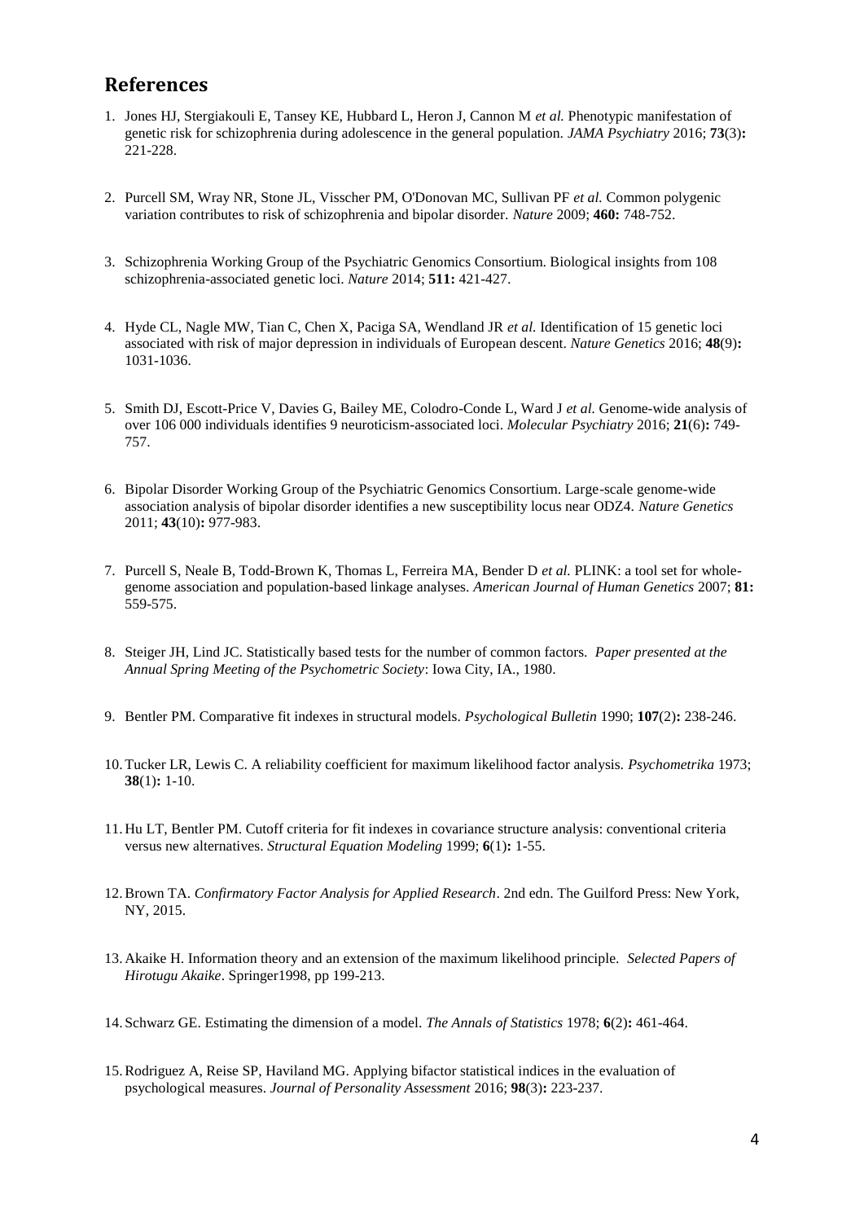## References

1. Jones HJ, Stergiakouli E, Tansey KE, Hubbard L, Heron J, Cannon M *et al.* Phenotypic manifestation of genetic risk for schizophrenia during adolescence in the general population. *JAMA Psychiatry* 2016; **73**(3)**:** 221-228.

2. Purcell SM, Wray NR, Stone JL, Visscher PM, O'Donovan MC, Sullivan PF *et al.* Common polygenic variation contributes to risk of schizophrenia and bipolar disorder. *Nature* 2009; **460:** 748-752.

3. Schizophrenia Working Group of the Psychiatric Genomics Consortium. Biological insights from 108 schizophrenia-associated genetic loci. *Nature* 2014; **511:** 421-427.

4. Hyde CL, Nagle MW, Tian C, Chen X, Paciga SA, Wendland JR *et al.* Identification of 15 genetic loci associated with risk of major depression in individuals of European descent. *Nature Genetics* 2016; **48**(9)**:** 1031-1036.

5. Smith DJ, Escott-Price V, Davies G, Bailey ME, Colodro-Conde L, Ward J *et al.* Genome-wide analysis of over 106 000 individuals identifies 9 neuroticism-associated loci. *Molecular Psychiatry* 2016; **21**(6)**:** 749-757.

6. Bipolar Disorder Working Group of the Psychiatric Genomics Consortium. Large-scale genome-wide association analysis of bipolar disorder identifies a new susceptibility locus near ODZ4. *Nature Genetics* 2011; **43**(10)**:** 977-983.

7. Purcell S, Neale B, Todd-Brown K, Thomas L, Ferreira MA, Bender D *et al.* PLINK: a tool set for whole-genome association and population-based linkage analyses. *American Journal of Human Genetics* 2007; **81:** 559-575.

8. Steiger JH, Lind JC. Statistically based tests for the number of common factors. *Paper presented at the Annual Spring Meeting of the Psychometric Society*: Iowa City, IA., 1980.

9. Bentler PM. Comparative fit indexes in structural models. *Psychological Bulletin* 1990; **107**(2)**:** 238-246.

10. Tucker LR, Lewis C. A reliability coefficient for maximum likelihood factor analysis. *Psychometrika* 1973; **38**(1)**:** 1-10.

11. Hu LT, Bentler PM. Cutoff criteria for fit indexes in covariance structure analysis: conventional criteria versus new alternatives. *Structural Equation Modeling* 1999; **6**(1)**:** 1-55.

12. Brown TA. *Confirmatory Factor Analysis for Applied Research*. 2nd edn. The Guilford Press: New York, NY, 2015.

13. Akaike H. Information theory and an extension of the maximum likelihood principle. *Selected Papers of Hirotugu Akaike*. Springer1998, pp 199-213.

14. Schwarz GE. Estimating the dimension of a model. *The Annals of Statistics* 1978; **6**(2)**:** 461-464.

15. Rodriguez A, Reise SP, Haviland MG. Applying bifactor statistical indices in the evaluation of psychological measures. *Journal of Personality Assessment* 2016; **98**(3)**:** 223-237.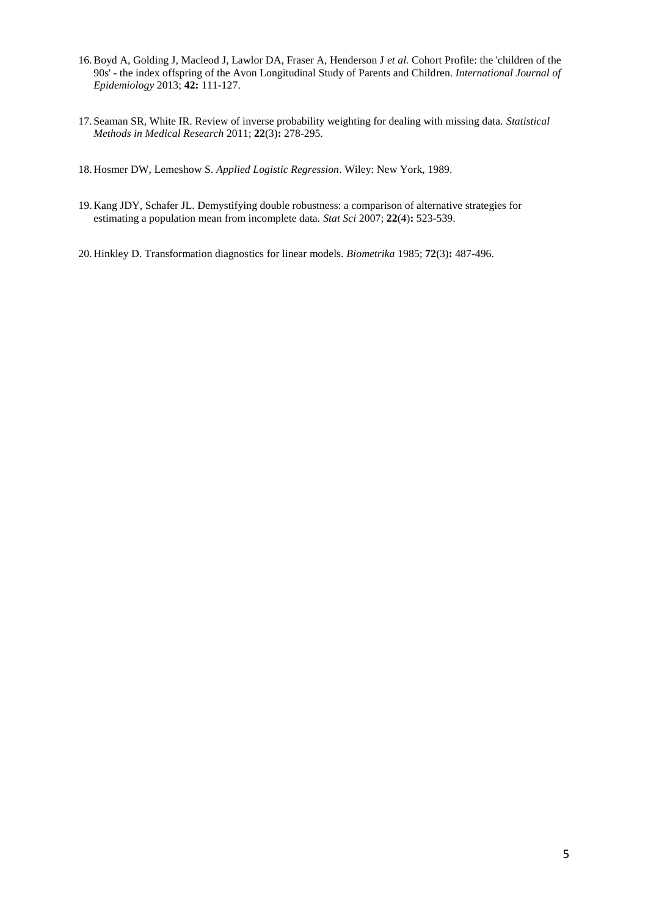16. Boyd A, Golding J, Macleod J, Lawlor DA, Fraser A, Henderson J *et al.* Cohort Profile: the 'children of the 90s' - the index offspring of the Avon Longitudinal Study of Parents and Children. *International Journal of Epidemiology* 2013; **42:** 111-127.

17. Seaman SR, White IR. Review of inverse probability weighting for dealing with missing data. *Statistical Methods in Medical Research* 2011; **22**(3)**:** 278-295.

18. Hosmer DW, Lemeshow S. *Applied Logistic Regression*. Wiley: New York, 1989.

19. Kang JDY, Schafer JL. Demystifying double robustness: a comparison of alternative strategies for estimating a population mean from incomplete data. *Stat Sci* 2007; **22**(4)**:** 523-539.

20. Hinkley D. Transformation diagnostics for linear models. *Biometrika* 1985; **72**(3)**:** 487-496.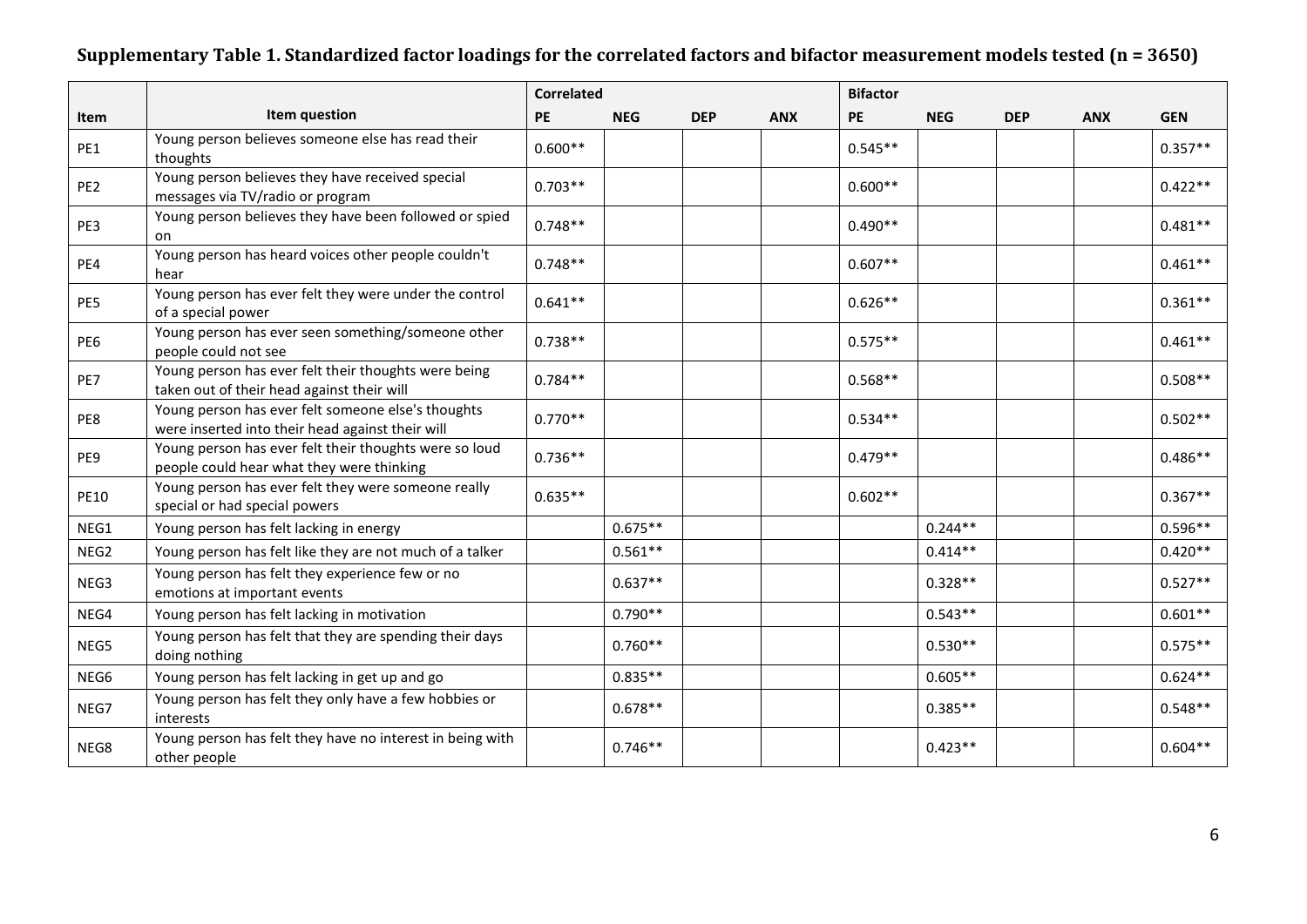**Supplementary Table 1. Standardized factor loadings for the correlated factors and bifactor measurement models tested (n = 3650)**

| | | Correlated | | | | Bifactor | | | | |
|---|---|---|---|---|---|---|---|---|---|---|
| Item | Item question | PE | NEG | DEP | ANX | PE | NEG | DEP | ANX | GEN |
| PE1 | Young person believes someone else has read their thoughts | 0.600** | | | | 0.545** | | | | 0.357** |
| PE2 | Young person believes they have received special messages via TV/radio or program | 0.703** | | | | 0.600** | | | | 0.422** |
| PE3 | Young person believes they have been followed or spied on | 0.748** | | | | 0.490** | | | | 0.481** |
| PE4 | Young person has heard voices other people couldn't hear | 0.748** | | | | 0.607** | | | | 0.461** |
| PE5 | Young person has ever felt they were under the control of a special power | 0.641** | | | | 0.626** | | | | 0.361** |
| PE6 | Young person has ever seen something/someone other people could not see | 0.738** | | | | 0.575** | | | | 0.461** |
| PE7 | Young person has ever felt their thoughts were being taken out of their head against their will | 0.784** | | | | 0.568** | | | | 0.508** |
| PE8 | Young person has ever felt someone else's thoughts were inserted into their head against their will | 0.770** | | | | 0.534** | | | | 0.502** |
| PE9 | Young person has ever felt their thoughts were so loud people could hear what they were thinking | 0.736** | | | | 0.479** | | | | 0.486** |
| PE10 | Young person has ever felt they were someone really special or had special powers | 0.635** | | | | 0.602** | | | | 0.367** |
| NEG1 | Young person has felt lacking in energy | | 0.675** | | | | 0.244** | | | 0.596** |
| NEG2 | Young person has felt like they are not much of a talker | | 0.561** | | | | 0.414** | | | 0.420** |
| NEG3 | Young person has felt they experience few or no emotions at important events | | 0.637** | | | | 0.328** | | | 0.527** |
| NEG4 | Young person has felt lacking in motivation | | 0.790** | | | | 0.543** | | | 0.601** |
| NEG5 | Young person has felt that they are spending their days doing nothing | | 0.760** | | | | 0.530** | | | 0.575** |
| NEG6 | Young person has felt lacking in get up and go | | 0.835** | | | | 0.605** | | | 0.624** |
| NEG7 | Young person has felt they only have a few hobbies or interests | | 0.678** | | | | 0.385** | | | 0.548** |
| NEG8 | Young person has felt they have no interest in being with other people | | 0.746** | | | | 0.423** | | | 0.604** |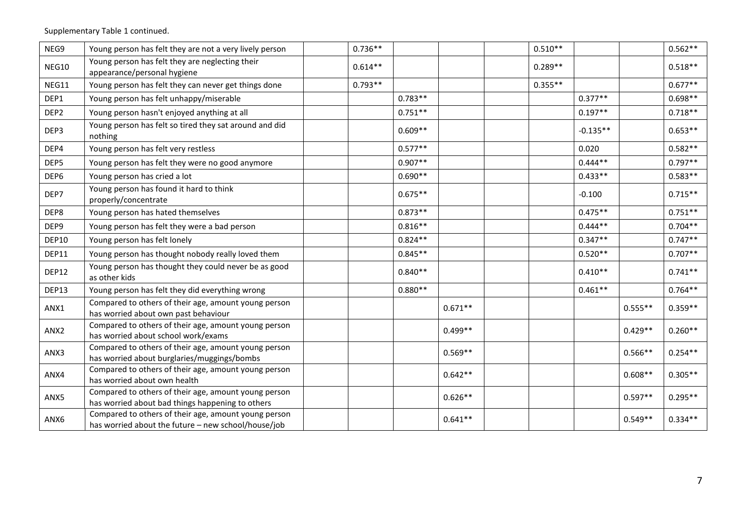Supplementary Table 1 continued.

| | | | | | | | | | | |
|---|---|---|---|---|---|---|---|---|---|---|
| NEG9 | Young person has felt they are not a very lively person | | 0.736** | | | | 0.510** | | | 0.562** |
| NEG10 | Young person has felt they are neglecting their appearance/personal hygiene | | 0.614** | | | | 0.289** | | | 0.518** |
| NEG11 | Young person has felt they can never get things done | | 0.793** | | | | 0.355** | | | 0.677** |
| DEP1 | Young person has felt unhappy/miserable | | | 0.783** | | | | 0.377** | | 0.698** |
| DEP2 | Young person hasn't enjoyed anything at all | | | 0.751** | | | | 0.197** | | 0.718** |
| DEP3 | Young person has felt so tired they sat around and did nothing | | | 0.609** | | | | -0.135** | | 0.653** |
| DEP4 | Young person has felt very restless | | | 0.577** | | | | 0.020 | | 0.582** |
| DEP5 | Young person has felt they were no good anymore | | | 0.907** | | | | 0.444** | | 0.797** |
| DEP6 | Young person has cried a lot | | | 0.690** | | | | 0.433** | | 0.583** |
| DEP7 | Young person has found it hard to think properly/concentrate | | | 0.675** | | | | -0.100 | | 0.715** |
| DEP8 | Young person has hated themselves | | | 0.873** | | | | 0.475** | | 0.751** |
| DEP9 | Young person has felt they were a bad person | | | 0.816** | | | | 0.444** | | 0.704** |
| DEP10 | Young person has felt lonely | | | 0.824** | | | | 0.347** | | 0.747** |
| DEP11 | Young person has thought nobody really loved them | | | 0.845** | | | | 0.520** | | 0.707** |
| DEP12 | Young person has thought they could never be as good as other kids | | | 0.840** | | | | 0.410** | | 0.741** |
| DEP13 | Young person has felt they did everything wrong | | | 0.880** | | | | 0.461** | | 0.764** |
| ANX1 | Compared to others of their age, amount young person has worried about own past behaviour | | | | 0.671** | | | | 0.555** | 0.359** |
| ANX2 | Compared to others of their age, amount young person has worried about school work/exams | | | | 0.499** | | | | 0.429** | 0.260** |
| ANX3 | Compared to others of their age, amount young person has worried about burglaries/muggings/bombs | | | | 0.569** | | | | 0.566** | 0.254** |
| ANX4 | Compared to others of their age, amount young person has worried about own health | | | | 0.642** | | | | 0.608** | 0.305** |
| ANX5 | Compared to others of their age, amount young person has worried about bad things happening to others | | | | 0.626** | | | | 0.597** | 0.295** |
| ANX6 | Compared to others of their age, amount young person has worried about the future – new school/house/job | | | | 0.641** | | | | 0.549** | 0.334** |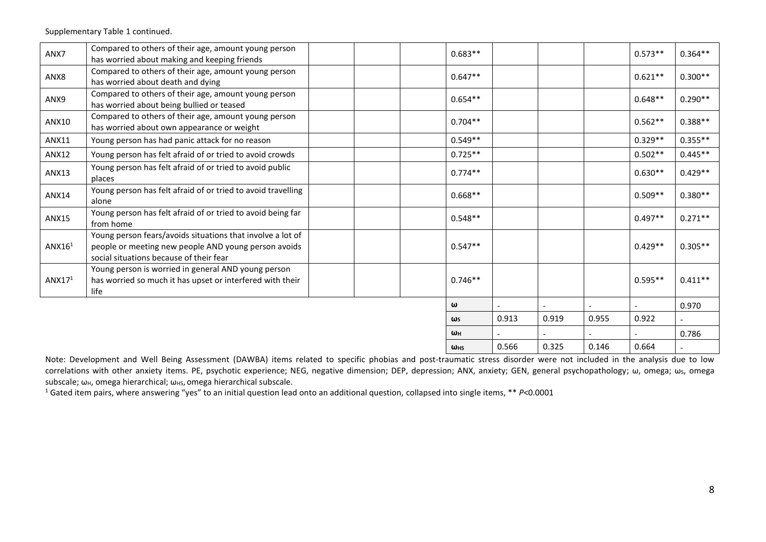Supplementary Table 1 continued.

| | | | | | | | | | | |
|---|---|---|---|---|---|---|---|---|---|---|
| ANX7 | Compared to others of their age, amount young person has worried about making and keeping friends | | | | 0.683** | | | | 0.573** | 0.364** |
| ANX8 | Compared to others of their age, amount young person has worried about death and dying | | | | 0.647** | | | | 0.621** | 0.300** |
| ANX9 | Compared to others of their age, amount young person has worried about being bullied or teased | | | | 0.654** | | | | 0.648** | 0.290** |
| ANX10 | Compared to others of their age, amount young person has worried about own appearance or weight | | | | 0.704** | | | | 0.562** | 0.388** |
| ANX11 | Young person has had panic attack for no reason | | | | 0.549** | | | | 0.329** | 0.355** |
| ANX12 | Young person has felt afraid of or tried to avoid crowds | | | | 0.725** | | | | 0.502** | 0.445** |
| ANX13 | Young person has felt afraid of or tried to avoid public places | | | | 0.774** | | | | 0.630** | 0.429** |
| ANX14 | Young person has felt afraid of or tried to avoid travelling alone | | | | 0.668** | | | | 0.509** | 0.380** |
| ANX15 | Young person has felt afraid of or tried to avoid being far from home | | | | 0.548** | | | | 0.497** | 0.271** |
| ANX16[1] | Young person fears/avoids situations that involve a lot of people or meeting new people AND young person avoids social situations because of their fear | | | | 0.547** | | | | 0.429** | 0.305** |
| ANX17[1] | Young person is worried in general AND young person has worried so much it has upset or interfered with their life | | | | 0.746** | | | | 0.595** | 0.411** |
| | | | | | $\omega$ | - | - | - | - | 0.970 |
| | | | | | $\omega_S$ | 0.913 | 0.919 | 0.955 | 0.922 | - |
| | | | | | $\omega_H$ | - | - | - | - | 0.786 |
| | | | | | $\omega_{HS}$ | 0.566 | 0.325 | 0.146 | 0.664 | - |

Note: Development and Well Being Assessment (DAWBA) items related to specific phobias and post-traumatic stress disorder were not included in the analysis due to low correlations with other anxiety items. PE, psychotic experience; NEG, negative dimension; DEP, depression; ANX, anxiety; GEN, general psychopathology; $\omega$, omega; $\omega_S$, omega subscale; $\omega_H$, omega hierarchical; $\omega_{HS}$, omega hierarchical subscale.

[1] Gated item pairs, where answering "yes" to an initial question lead onto an additional question, collapsed into single items, ** $P$<0.0001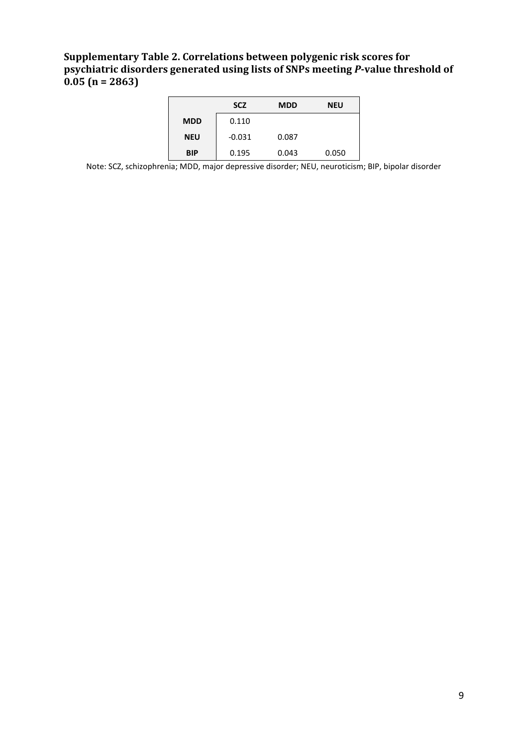**Supplementary Table 2. Correlations between polygenic risk scores for psychiatric disorders generated using lists of SNPs meeting *P*-value threshold of 0.05 (n = 2863)**

| | SCZ | MDD | NEU |
|---|---|---|---|
| **MDD** | 0.110 | | |
| **NEU** | -0.031 | 0.087 | |
| **BIP** | 0.195 | 0.043 | 0.050 |

Note: SCZ, schizophrenia; MDD, major depressive disorder; NEU, neuroticism; BIP, bipolar disorder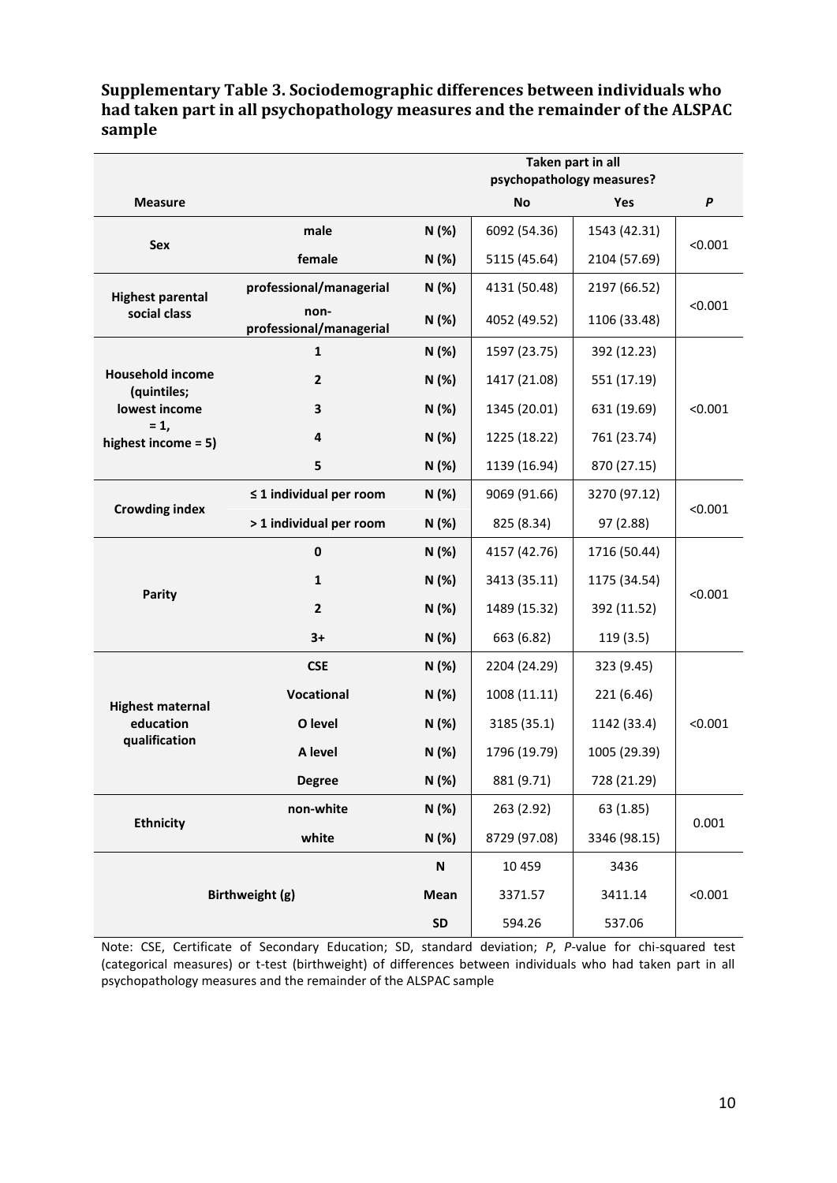**Supplementary Table 3. Sociodemographic differences between individuals who had taken part in all psychopathology measures and the remainder of the ALSPAC sample**

| Measure | | | Taken part in all psychopathology measures? | | *P* |
|---|---|---|---|---|---|
| | | | **No** | **Yes** | |
| **Sex** | **male** | **N (%)** | 6092 (54.36) | 1543 (42.31) | <0.001 |
| | **female** | **N (%)** | 5115 (45.64) | 2104 (57.69) | |
| **Highest parental social class** | **professional/managerial** | **N (%)** | 4131 (50.48) | 2197 (66.52) | <0.001 |
| | **non-professional/managerial** | **N (%)** | 4052 (49.52) | 1106 (33.48) | |
| **Household income (quintiles; lowest income = 1, highest income = 5)** | **1** | **N (%)** | 1597 (23.75) | 392 (12.23) | <0.001 |
| | **2** | **N (%)** | 1417 (21.08) | 551 (17.19) | |
| | **3** | **N (%)** | 1345 (20.01) | 631 (19.69) | |
| | **4** | **N (%)** | 1225 (18.22) | 761 (23.74) | |
| | **5** | **N (%)** | 1139 (16.94) | 870 (27.15) | |
| **Crowding index** | **≤ 1 individual per room** | **N (%)** | 9069 (91.66) | 3270 (97.12) | <0.001 |
| | **> 1 individual per room** | **N (%)** | 825 (8.34) | 97 (2.88) | |
| **Parity** | **0** | **N (%)** | 4157 (42.76) | 1716 (50.44) | <0.001 |
| | **1** | **N (%)** | 3413 (35.11) | 1175 (34.54) | |
| | **2** | **N (%)** | 1489 (15.32) | 392 (11.52) | |
| | **3+** | **N (%)** | 663 (6.82) | 119 (3.5) | |
| **Highest maternal education qualification** | **CSE** | **N (%)** | 2204 (24.29) | 323 (9.45) | <0.001 |
| | **Vocational** | **N (%)** | 1008 (11.11) | 221 (6.46) | |
| | **O level** | **N (%)** | 3185 (35.1) | 1142 (33.4) | |
| | **A level** | **N (%)** | 1796 (19.79) | 1005 (29.39) | |
| | **Degree** | **N (%)** | 881 (9.71) | 728 (21.29) | |
| **Ethnicity** | **non-white** | **N (%)** | 263 (2.92) | 63 (1.85) | 0.001 |
| | **white** | **N (%)** | 8729 (97.08) | 3346 (98.15) | |
| **Birthweight (g)** | | **N** | 10 459 | 3436 | <0.001 |
| | | **Mean** | 3371.57 | 3411.14 | |
| | | **SD** | 594.26 | 537.06 | |

Note: CSE, Certificate of Secondary Education; SD, standard deviation; *P*, *P*-value for chi-squared test (categorical measures) or t-test (birthweight) of differences between individuals who had taken part in all psychopathology measures and the remainder of the ALSPAC sample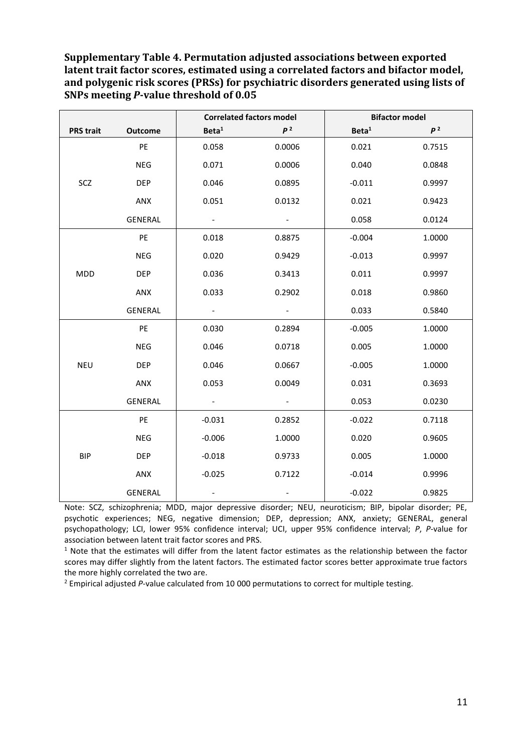**Supplementary Table 4. Permutation adjusted associations between exported latent trait factor scores, estimated using a correlated factors and bifactor model, and polygenic risk scores (PRSs) for psychiatric disorders generated using lists of SNPs meeting *P*-value threshold of 0.05**

| | | Correlated factors model | | Bifactor model | |
|---|---|---|---|---|---|
| **PRS trait** | **Outcome** | **Beta[1]** | ***P*[2]** | **Beta[1]** | ***P*[2]** |
| SCZ | PE | 0.058 | 0.0006 | 0.021 | 0.7515 |
| | NEG | 0.071 | 0.0006 | 0.040 | 0.0848 |
| | DEP | 0.046 | 0.0895 | -0.011 | 0.9997 |
| | ANX | 0.051 | 0.0132 | 0.021 | 0.9423 |
| | GENERAL | - | - | 0.058 | 0.0124 |
| MDD | PE | 0.018 | 0.8875 | -0.004 | 1.0000 |
| | NEG | 0.020 | 0.9429 | -0.013 | 0.9997 |
| | DEP | 0.036 | 0.3413 | 0.011 | 0.9997 |
| | ANX | 0.033 | 0.2902 | 0.018 | 0.9860 |
| | GENERAL | - | - | 0.033 | 0.5840 |
| NEU | PE | 0.030 | 0.2894 | -0.005 | 1.0000 |
| | NEG | 0.046 | 0.0718 | 0.005 | 1.0000 |
| | DEP | 0.046 | 0.0667 | -0.005 | 1.0000 |
| | ANX | 0.053 | 0.0049 | 0.031 | 0.3693 |
| | GENERAL | - | - | 0.053 | 0.0230 |
| BIP | PE | -0.031 | 0.2852 | -0.022 | 0.7118 |
| | NEG | -0.006 | 1.0000 | 0.020 | 0.9605 |
| | DEP | -0.018 | 0.9733 | 0.005 | 1.0000 |
| | ANX | -0.025 | 0.7122 | -0.014 | 0.9996 |
| | GENERAL | - | - | -0.022 | 0.9825 |

Note: SCZ, schizophrenia; MDD, major depressive disorder; NEU, neuroticism; BIP, bipolar disorder; PE, psychotic experiences; NEG, negative dimension; DEP, depression; ANX, anxiety; GENERAL, general psychopathology; LCI, lower 95% confidence interval; UCI, upper 95% confidence interval; *P*, *P*-value for association between latent trait factor scores and PRS.

[1] Note that the estimates will differ from the latent factor estimates as the relationship between the factor scores may differ slightly from the latent factors. The estimated factor scores better approximate true factors the more highly correlated the two are.

[2] Empirical adjusted *P*-value calculated from 10 000 permutations to correct for multiple testing.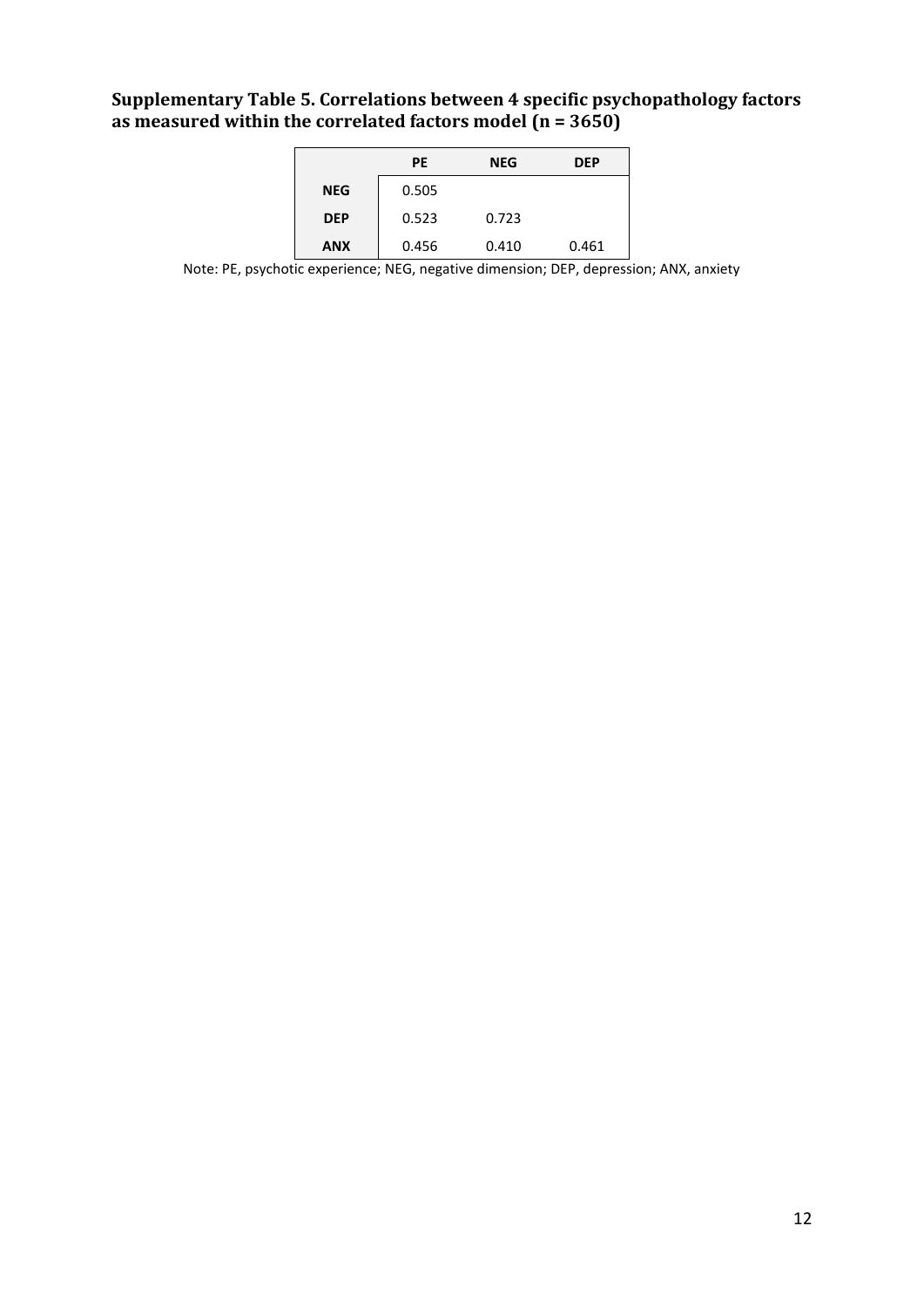**Supplementary Table 5. Correlations between 4 specific psychopathology factors as measured within the correlated factors model (n = 3650)**

| | PE | NEG | DEP |
|---|---|---|---|
| **NEG** | 0.505 | | |
| **DEP** | 0.523 | 0.723 | |
| **ANX** | 0.456 | 0.410 | 0.461 |

Note: PE, psychotic experience; NEG, negative dimension; DEP, depression; ANX, anxiety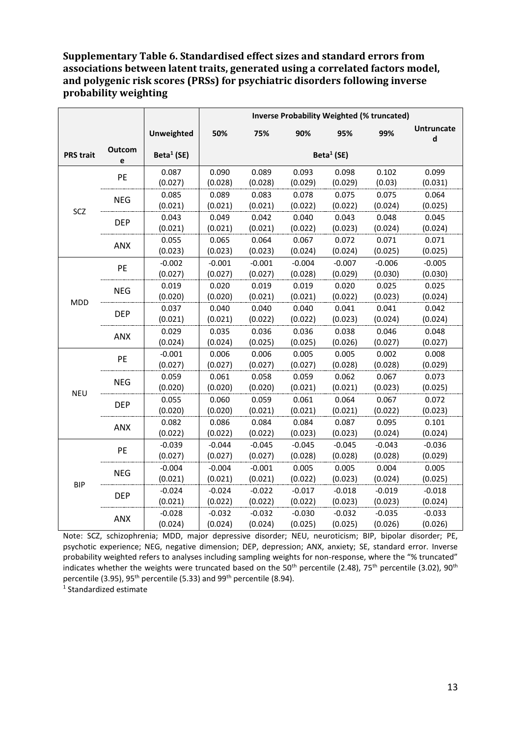**Supplementary Table 6. Standardised effect sizes and standard errors from associations between latent traits, generated using a correlated factors model, and polygenic risk scores (PRSs) for psychiatric disorders following inverse probability weighting**

| | | | Inverse Probability Weighted (% truncated) | | | | | |
|---|---|---|---|---|---|---|---|---|
| | | Unweighted | 50% | 75% | 90% | 95% | 99% | Untruncated |
| PRS trait | Outcome | Beta[1] (SE) | Beta[1] (SE) | | | | | |
| SCZ | PE | 0.087 (0.027) | 0.090 (0.028) | 0.089 (0.028) | 0.093 (0.029) | 0.098 (0.029) | 0.102 (0.03) | 0.099 (0.031) |
| | NEG | 0.085 (0.021) | 0.089 (0.021) | 0.083 (0.021) | 0.078 (0.022) | 0.075 (0.022) | 0.075 (0.024) | 0.064 (0.025) |
| | DEP | 0.043 (0.021) | 0.049 (0.021) | 0.042 (0.021) | 0.040 (0.022) | 0.043 (0.023) | 0.048 (0.024) | 0.045 (0.024) |
| | ANX | 0.055 (0.023) | 0.065 (0.023) | 0.064 (0.023) | 0.067 (0.024) | 0.072 (0.024) | 0.071 (0.025) | 0.071 (0.025) |
| MDD | PE | -0.002 (0.027) | -0.001 (0.027) | -0.001 (0.027) | -0.004 (0.028) | -0.007 (0.029) | -0.006 (0.030) | -0.005 (0.030) |
| | NEG | 0.019 (0.020) | 0.020 (0.020) | 0.019 (0.021) | 0.019 (0.021) | 0.020 (0.022) | 0.025 (0.023) | 0.025 (0.024) |
| | DEP | 0.037 (0.021) | 0.040 (0.021) | 0.040 (0.022) | 0.040 (0.022) | 0.041 (0.023) | 0.041 (0.024) | 0.042 (0.024) |
| | ANX | 0.029 (0.024) | 0.035 (0.024) | 0.036 (0.025) | 0.036 (0.025) | 0.038 (0.026) | 0.046 (0.027) | 0.048 (0.027) |
| NEU | PE | -0.001 (0.027) | 0.006 (0.027) | 0.006 (0.027) | 0.005 (0.027) | 0.005 (0.028) | 0.002 (0.028) | 0.008 (0.029) |
| | NEG | 0.059 (0.020) | 0.061 (0.020) | 0.058 (0.020) | 0.059 (0.021) | 0.062 (0.021) | 0.067 (0.023) | 0.073 (0.025) |
| | DEP | 0.055 (0.020) | 0.060 (0.020) | 0.059 (0.021) | 0.061 (0.021) | 0.064 (0.021) | 0.067 (0.022) | 0.072 (0.023) |
| | ANX | 0.082 (0.022) | 0.086 (0.022) | 0.084 (0.022) | 0.084 (0.023) | 0.087 (0.023) | 0.095 (0.024) | 0.101 (0.024) |
| BIP | PE | -0.039 (0.027) | -0.044 (0.027) | -0.045 (0.027) | -0.045 (0.028) | -0.045 (0.028) | -0.043 (0.028) | -0.036 (0.029) |
| | NEG | -0.004 (0.021) | -0.004 (0.021) | -0.001 (0.021) | 0.005 (0.022) | 0.005 (0.023) | 0.004 (0.024) | 0.005 (0.025) |
| | DEP | -0.024 (0.021) | -0.024 (0.022) | -0.022 (0.022) | -0.017 (0.022) | -0.018 (0.023) | -0.019 (0.023) | -0.018 (0.024) |
| | ANX | -0.028 (0.024) | -0.032 (0.024) | -0.032 (0.024) | -0.030 (0.025) | -0.032 (0.025) | -0.035 (0.026) | -0.033 (0.026) |

Note: SCZ, schizophrenia; MDD, major depressive disorder; NEU, neuroticism; BIP, bipolar disorder; PE, psychotic experience; NEG, negative dimension; DEP, depression; ANX, anxiety; SE, standard error. Inverse probability weighted refers to analyses including sampling weights for non-response, where the "% truncated" indicates whether the weights were truncated based on the 50th percentile (2.48), 75th percentile (3.02), 90th percentile (3.95), 95th percentile (5.33) and 99th percentile (8.94).

[1] Standardized estimate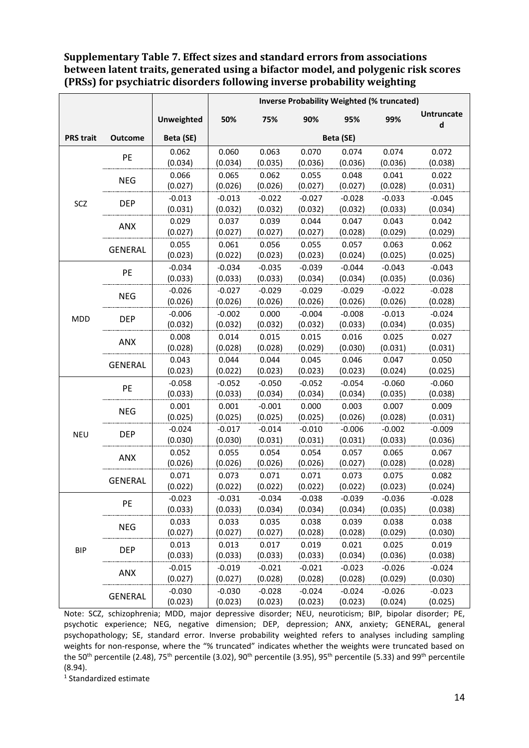**Supplementary Table 7. Effect sizes and standard errors from associations between latent traits, generated using a bifactor model, and polygenic risk scores (PRSs) for psychiatric disorders following inverse probability weighting**

| | | | Inverse Probability Weighted (% truncated) | | | | | |
|---|---|---|---|---|---|---|---|---|
| | | Unweighted | 50% | 75% | 90% | 95% | 99% | Untruncated |
| PRS trait | Outcome | Beta (SE) | Beta (SE) | | | | | |
| SCZ | PE | 0.062 (0.034) | 0.060 (0.034) | 0.063 (0.035) | 0.070 (0.036) | 0.074 (0.036) | 0.074 (0.036) | 0.072 (0.038) |
| | NEG | 0.066 (0.027) | 0.065 (0.026) | 0.062 (0.026) | 0.055 (0.027) | 0.048 (0.027) | 0.041 (0.028) | 0.022 (0.031) |
| | DEP | -0.013 (0.031) | -0.013 (0.032) | -0.022 (0.032) | -0.027 (0.032) | -0.028 (0.032) | -0.033 (0.033) | -0.045 (0.034) |
| | ANX | 0.029 (0.027) | 0.037 (0.027) | 0.039 (0.027) | 0.044 (0.027) | 0.047 (0.028) | 0.043 (0.029) | 0.042 (0.029) |
| | GENERAL | 0.055 (0.022) | 0.061 (0.023) | 0.056 (0.023) | 0.055 (0.023) | 0.057 (0.024) | 0.063 (0.025) | 0.062 (0.025) |
| MDD | PE | -0.034 (0.033) | -0.034 (0.033) | -0.035 (0.033) | -0.039 (0.034) | -0.044 (0.034) | -0.043 (0.035) | -0.043 (0.036) |
| | NEG | -0.026 (0.026) | -0.027 (0.026) | -0.029 (0.026) | -0.029 (0.026) | -0.029 (0.026) | -0.022 (0.026) | -0.028 (0.028) |
| | DEP | -0.006 (0.032) | -0.002 (0.032) | 0.000 (0.032) | -0.004 (0.032) | -0.008 (0.033) | -0.013 (0.034) | -0.024 (0.035) |
| | ANX | 0.008 (0.028) | 0.014 (0.028) | 0.015 (0.028) | 0.015 (0.029) | 0.016 (0.030) | 0.025 (0.031) | 0.027 (0.031) |
| | GENERAL | 0.043 (0.023) | 0.044 (0.022) | 0.044 (0.023) | 0.045 (0.023) | 0.046 (0.023) | 0.047 (0.024) | 0.050 (0.025) |
| NEU | PE | -0.058 (0.033) | -0.052 (0.033) | -0.050 (0.034) | -0.052 (0.034) | -0.054 (0.034) | -0.060 (0.035) | -0.060 (0.038) |
| | NEG | 0.001 (0.025) | 0.001 (0.025) | -0.001 (0.025) | 0.000 (0.025) | 0.003 (0.026) | 0.007 (0.028) | 0.009 (0.031) |
| | DEP | -0.024 (0.030) | -0.017 (0.030) | -0.014 (0.031) | -0.010 (0.031) | -0.006 (0.031) | -0.002 (0.033) | -0.009 (0.036) |
| | ANX | 0.052 (0.026) | 0.055 (0.026) | 0.054 (0.026) | 0.054 (0.026) | 0.057 (0.027) | 0.065 (0.028) | 0.067 (0.028) |
| | GENERAL | 0.071 (0.022) | 0.073 (0.022) | 0.071 (0.022) | 0.071 (0.022) | 0.073 (0.022) | 0.075 (0.023) | 0.082 (0.024) |
| BIP | PE | -0.023 (0.033) | -0.031 (0.033) | -0.034 (0.034) | -0.038 (0.034) | -0.039 (0.034) | -0.036 (0.035) | -0.028 (0.038) |
| | NEG | 0.033 (0.027) | 0.033 (0.027) | 0.035 (0.027) | 0.038 (0.028) | 0.039 (0.028) | 0.038 (0.029) | 0.038 (0.030) |
| | DEP | 0.013 (0.033) | 0.013 (0.033) | 0.017 (0.033) | 0.019 (0.033) | 0.021 (0.034) | 0.025 (0.036) | 0.019 (0.038) |
| | ANX | -0.015 (0.027) | -0.019 (0.027) | -0.021 (0.028) | -0.021 (0.028) | -0.023 (0.028) | -0.026 (0.029) | -0.024 (0.030) |
| | GENERAL | -0.030 (0.023) | -0.030 (0.023) | -0.028 (0.023) | -0.024 (0.023) | -0.024 (0.023) | -0.026 (0.024) | -0.023 (0.025) |

Note: SCZ, schizophrenia; MDD, major depressive disorder; NEU, neuroticism; BIP, bipolar disorder; PE, psychotic experience; NEG, negative dimension; DEP, depression; ANX, anxiety; GENERAL, general psychopathology; SE, standard error. Inverse probability weighted refers to analyses including sampling weights for non-response, where the "% truncated" indicates whether the weights were truncated based on the 50th percentile (2.48), 75th percentile (3.02), 90th percentile (3.95), 95th percentile (5.33) and 99th percentile (8.94).

[1] Standardized estimate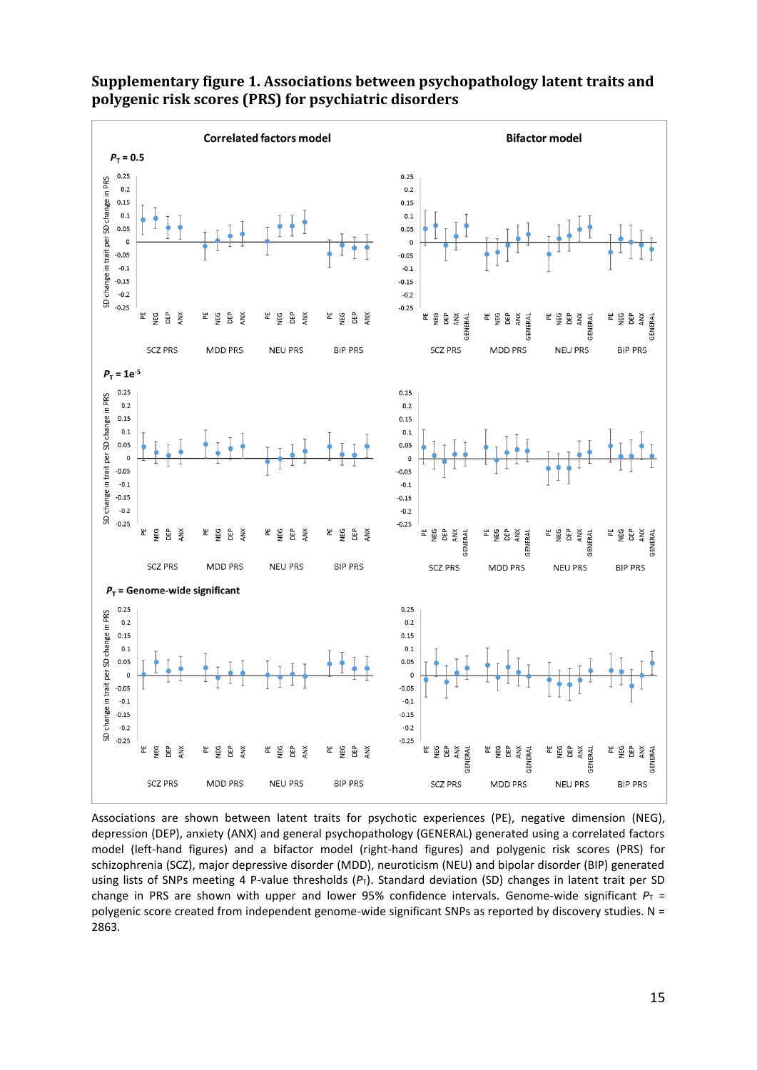**Supplementary figure 1. Associations between psychopathology latent traits and polygenic risk scores (PRS) for psychiatric disorders**

Correlated factors model

Bifactor model

$P_T$ = 0.5

SD change in trait per SD change in PRS

0.25
0.2
0.15
0.1
0.05
0
-0.05
-0.1
-0.15
-0.2
-0.25

PE NEG DEP ANX

PE NEG DEP ANX GENERAL

SCZ PRS MDD PRS NEU PRS BIP PRS

$P_T$ = 1e$^{-5}$

SD change in trait per SD change in PRS

SCZ PRS MDD PRS NEU PRS BIP PRS

$P_T$ = Genome-wide significant

SD change in trait per SD change in PRS

SCZ PRS MDD PRS NEU PRS BIP PRS

Associations are shown between latent traits for psychotic experiences (PE), negative dimension (NEG), depression (DEP), anxiety (ANX) and general psychopathology (GENERAL) generated using a correlated factors model (left-hand figures) and a bifactor model (right-hand figures) and polygenic risk scores (PRS) for schizophrenia (SCZ), major depressive disorder (MDD), neuroticism (NEU) and bipolar disorder (BIP) generated using lists of SNPs meeting 4 P-value thresholds ($P_T$). Standard deviation (SD) changes in latent trait per SD change in PRS are shown with upper and lower 95% confidence intervals. Genome-wide significant $P_T$ = polygenic score created from independent genome-wide significant SNPs as reported by discovery studies. N = 2863.